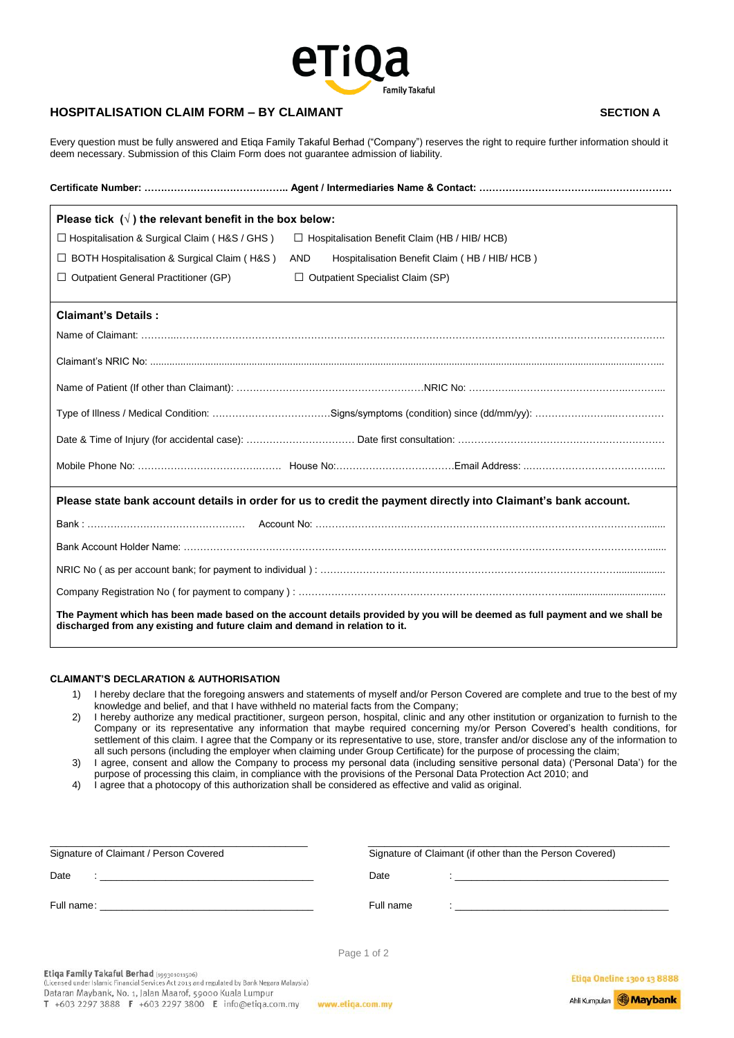# HOSPITALISATION CLAIM FORM – BY CLAIMANT

**SECTION A**

Every question must be fully answered and Etiqa Family Takaful Berhad ("Company") reserves the right to require further information should it deem necessary. Submission of this Claim Form does not guarantee admission of liability.

**Certificate Number: …………………………………….. Agent / Intermediaries Name & Contact: ……………………………..…………………**

**Please tick (√) the relevant benefit in the box below:**

☐ Hospitalisation & Surgical Claim ( H&S / GHS )    ☐ Hospitalisation Benefit Claim (HB / HIB/ HCB)

☐ BOTH Hospitalisation & Surgical Claim ( H&S )  AND  Hospitalisation Benefit Claim ( HB / HIB/ HCB )

☐ Outpatient General Practitioner (GP)    ☐ Outpatient Specialist Claim (SP)

**Claimant's Details :**

Name of Claimant: ……………………………………………………………………………………………………………………………

Claimant's NRIC No: ………………………………………………………………………………………………………………………

Name of Patient (If other than Claimant): …………………………………………………NRIC No: ………………………………………

Type of Illness / Medical Condition: ………………………………Signs/symptoms (condition) since (dd/mm/yy): ……………………………

Date & Time of Injury (for accidental case): …………………………… Date first consultation: ………………………………………………

Mobile Phone No: ………………………………… House No:………………………………Email Address: ……………………………………

**Please state bank account details in order for us to credit the payment directly into Claimant's bank account.**

Bank : ………………………………………… Account No: ………………………………………………………………………………

Bank Account Holder Name: ……………………………………………………………………………………………………………

NRIC No ( as per account bank; for payment to individual ) : ……………………………………………………………………………

Company Registration No ( for payment to company ) : …………………………………………………………………………………

**The Payment which has been made based on the account details provided by you will be deemed as full payment and we shall be discharged from any existing and future claim and demand in relation to it.**

**CLAIMANT'S DECLARATION & AUTHORISATION**

1) I hereby declare that the foregoing answers and statements of myself and/or Person Covered are complete and true to the best of my knowledge and belief, and that I have withheld no material facts from the Company;
2) I hereby authorize any medical practitioner, surgeon person, hospital, clinic and any other institution or organization to furnish to the Company or its representative any information that maybe required concerning my/or Person Covered's health conditions, for settlement of this claim. I agree that the Company or its representative to use, store, transfer and/or disclose any of the information to all such persons (including the employer when claiming under Group Certificate) for the purpose of processing the claim;
3) I agree, consent and allow the Company to process my personal data (including sensitive personal data) ('Personal Data') for the purpose of processing this claim, in compliance with the provisions of the Personal Data Protection Act 2010; and
4) I agree that a photocopy of this authorization shall be considered as effective and valid as original.

| Signature of Claimant / Person Covered | Signature of Claimant (if other than the Person Covered) |
|---|---|
| Date : ______________________ | Date : ______________________ |
| Full name: ______________________ | Full name : ______________________ |

Etiqa Family Takaful Berhad (199301011506)
(Licensed under Islamic Financial Services Act 2013 and regulated by Bank Negara Malaysia)
Dataran Maybank, No. 1, Jalan Maarof, 59000 Kuala Lumpur
T +603 2297 3888 F +603 2297 3800 E info@etiqa.com.my www.etiqa.com.my

Etiqa Oneline 1300 13 8888
Ahli Kumpulan Maybank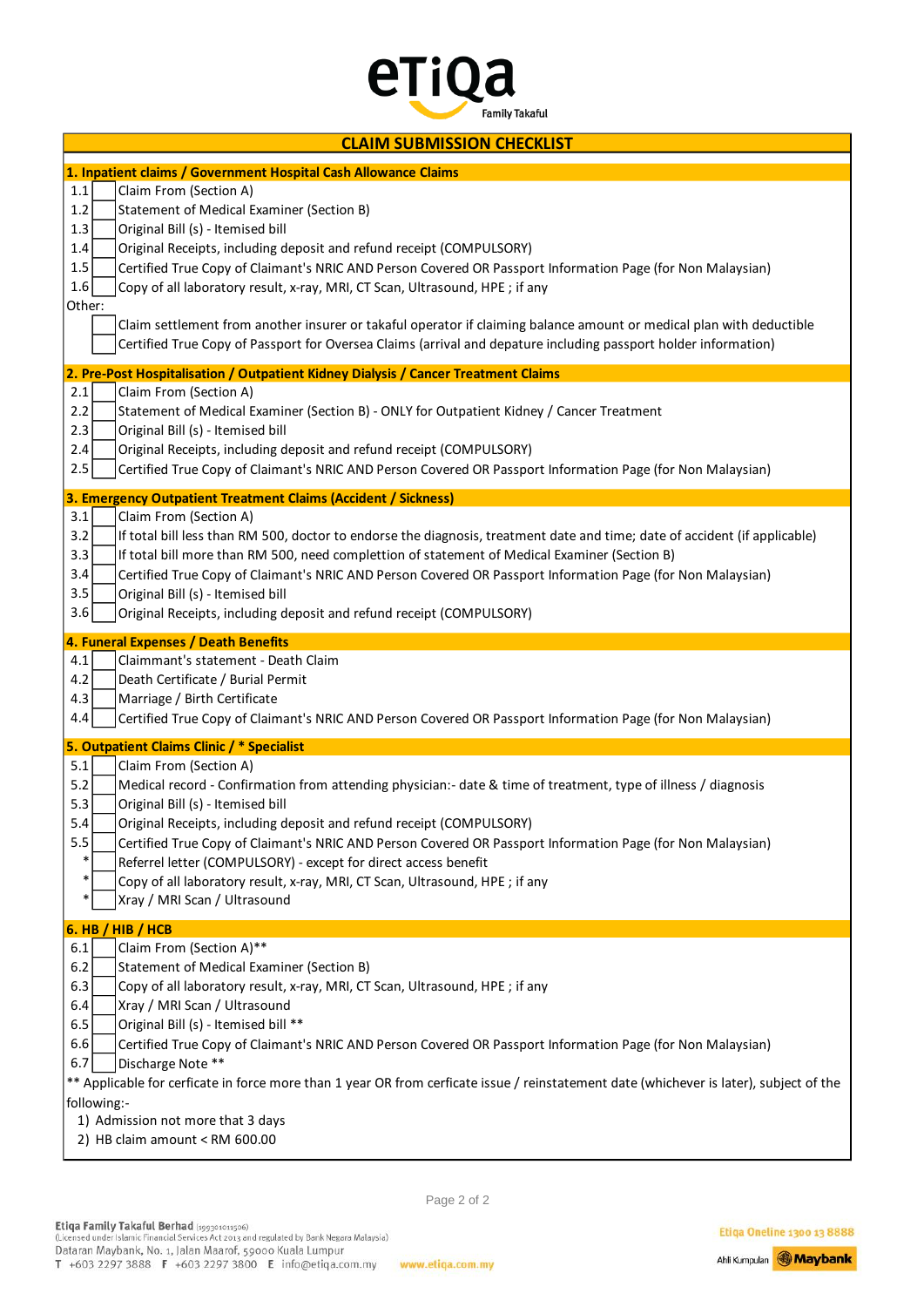eTiQa Family Takaful

# CLAIM SUBMISSION CHECKLIST

## 1. Inpatient claims / Government Hospital Cash Allowance Claims

| | | |
|---|---|---|
| 1.1 | ☐ | Claim From (Section A) |
| 1.2 | ☐ | Statement of Medical Examiner (Section B) |
| 1.3 | ☐ | Original Bill (s) - Itemised bill |
| 1.4 | ☐ | Original Receipts, including deposit and refund receipt (COMPULSORY) |
| 1.5 | ☐ | Certified True Copy of Claimant's NRIC AND Person Covered OR Passport Information Page (for Non Malaysian) |
| 1.6 | ☐ | Copy of all laboratory result, x-ray, MRI, CT Scan, Ultrasound, HPE ; if any |

Other:

| | | |
|---|---|---|
| | ☐ | Claim settlement from another insurer or takaful operator if claiming balance amount or medical plan with deductible |
| | ☐ | Certified True Copy of Passport for Oversea Claims (arrival and depature including passport holder information) |

## 2. Pre-Post Hospitalisation / Outpatient Kidney Dialysis / Cancer Treatment Claims

| | | |
|---|---|---|
| 2.1 | ☐ | Claim From (Section A) |
| 2.2 | ☐ | Statement of Medical Examiner (Section B) - ONLY for Outpatient Kidney / Cancer Treatment |
| 2.3 | ☐ | Original Bill (s) - Itemised bill |
| 2.4 | ☐ | Original Receipts, including deposit and refund receipt (COMPULSORY) |
| 2.5 | ☐ | Certified True Copy of Claimant's NRIC AND Person Covered OR Passport Information Page (for Non Malaysian) |

## 3. Emergency Outpatient Treatment Claims (Accident / Sickness)

| | | |
|---|---|---|
| 3.1 | ☐ | Claim From (Section A) |
| 3.2 | ☐ | If total bill less than RM 500, doctor to endorse the diagnosis, treatment date and time; date of accident (if applicable) |
| 3.3 | ☐ | If total bill more than RM 500, need completion of statement of Medical Examiner (Section B) |
| 3.4 | ☐ | Certified True Copy of Claimant's NRIC AND Person Covered OR Passport Information Page (for Non Malaysian) |
| 3.5 | ☐ | Original Bill (s) - Itemised bill |
| 3.6 | ☐ | Original Receipts, including deposit and refund receipt (COMPULSORY) |

## 4. Funeral Expenses / Death Benefits

| | | |
|---|---|---|
| 4.1 | ☐ | Claimmant's statement - Death Claim |
| 4.2 | ☐ | Death Certificate / Burial Permit |
| 4.3 | ☐ | Marriage / Birth Certificate |
| 4.4 | ☐ | Certified True Copy of Claimant's NRIC AND Person Covered OR Passport Information Page (for Non Malaysian) |

## 5. Outpatient Claims Clinic / * Specialist

| | | |
|---|---|---|
| 5.1 | ☐ | Claim From (Section A) |
| 5.2 | ☐ | Medical record - Confirmation from attending physician:- date & time of treatment, type of illness / diagnosis |
| 5.3 | ☐ | Original Bill (s) - Itemised bill |
| 5.4 | ☐ | Original Receipts, including deposit and refund receipt (COMPULSORY) |
| 5.5 | ☐ | Certified True Copy of Claimant's NRIC AND Person Covered OR Passport Information Page (for Non Malaysian) |
| * | ☐ | Referrel letter (COMPULSORY) - except for direct access benefit |
| * | ☐ | Copy of all laboratory result, x-ray, MRI, CT Scan, Ultrasound, HPE ; if any |
| * | ☐ | Xray / MRI Scan / Ultrasound |

## 6. HB / HIB / HCB

| | | |
|---|---|---|
| 6.1 | ☐ | Claim From (Section A)** |
| 6.2 | ☐ | Statement of Medical Examiner (Section B) |
| 6.3 | ☐ | Copy of all laboratory result, x-ray, MRI, CT Scan, Ultrasound, HPE ; if any |
| 6.4 | ☐ | Xray / MRI Scan / Ultrasound |
| 6.5 | ☐ | Original Bill (s) - Itemised bill ** |
| 6.6 | ☐ | Certified True Copy of Claimant's NRIC AND Person Covered OR Passport Information Page (for Non Malaysian) |
| 6.7 | ☐ | Discharge Note ** |

** Applicable for cerficate in force more than 1 year OR from cerficate issue / reinstatement date (whichever is later), subject of the following:-

1) Admission not more that 3 days
2) HB claim amount < RM 600.00

**Etiqa Family Takaful Berhad** (199301011506)
(Licensed under Islamic Financial Services Act 2013 and regulated by Bank Negara Malaysia)
Dataran Maybank, No. 1, Jalan Maarof, 59000 Kuala Lumpur
T +603 2297 3888 F +603 2297 3800 E info@etiqa.com.my www.etiqa.com.my

Etiqa Oneline 1300 13 8888
Ahli Kumpulan Maybank